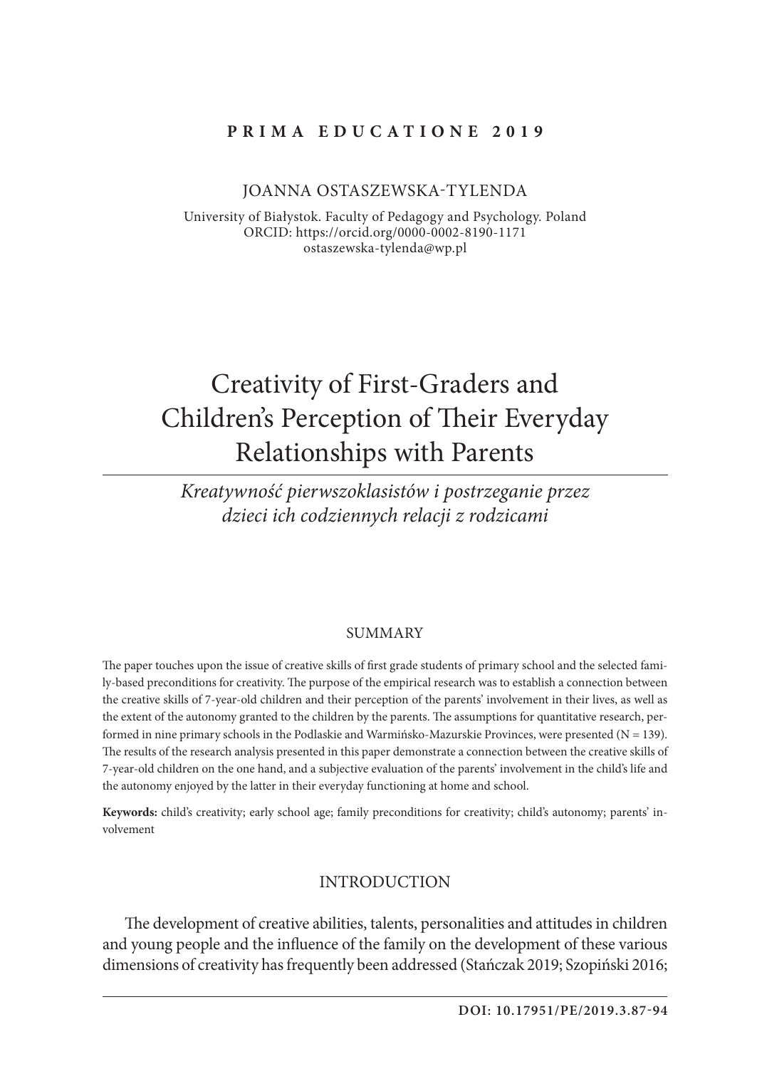**PRIMA EDUCATIONE 2019**

JOANNA OSTASZEWSKA-TYLENDA

University of Białystok. Faculty of Pedagogy and Psychology. Poland
ORCID: https://orcid.org/0000-0002-8190-1171
ostaszewska-tylenda@wp.pl

# Creativity of First-Graders and Children's Perception of Their Everyday Relationships with Parents

*Kreatywność pierwszoklasistów i postrzeganie przez dzieci ich codziennych relacji z rodzicami*

## SUMMARY

The paper touches upon the issue of creative skills of first grade students of primary school and the selected family-based preconditions for creativity. The purpose of the empirical research was to establish a connection between the creative skills of 7-year-old children and their perception of the parents' involvement in their lives, as well as the extent of the autonomy granted to the children by the parents. The assumptions for quantitative research, performed in nine primary schools in the Podlaskie and Warmińsko-Mazurskie Provinces, were presented (N = 139). The results of the research analysis presented in this paper demonstrate a connection between the creative skills of 7-year-old children on the one hand, and a subjective evaluation of the parents' involvement in the child's life and the autonomy enjoyed by the latter in their everyday functioning at home and school.

**Keywords:** child's creativity; early school age; family preconditions for creativity; child's autonomy; parents' involvement

## INTRODUCTION

The development of creative abilities, talents, personalities and attitudes in children and young people and the influence of the family on the development of these various dimensions of creativity has frequently been addressed (Stańczak 2019; Szopiński 2016;

DOI: 10.17951/PE/2019.3.87-94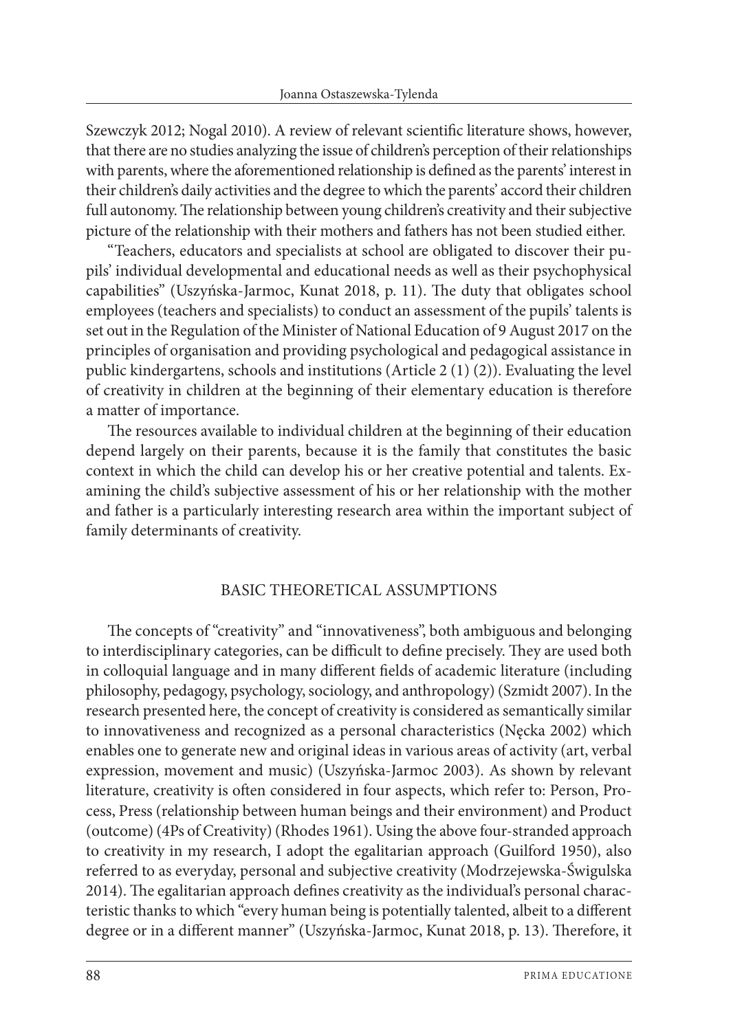Szewczyk 2012; Nogal 2010). A review of relevant scientific literature shows, however, that there are no studies analyzing the issue of children's perception of their relationships with parents, where the aforementioned relationship is defined as the parents' interest in their children's daily activities and the degree to which the parents' accord their children full autonomy. The relationship between young children's creativity and their subjective picture of the relationship with their mothers and fathers has not been studied either.

"Teachers, educators and specialists at school are obligated to discover their pupils' individual developmental and educational needs as well as their psychophysical capabilities" (Uszyńska-Jarmoc, Kunat 2018, p. 11). The duty that obligates school employees (teachers and specialists) to conduct an assessment of the pupils' talents is set out in the Regulation of the Minister of National Education of 9 August 2017 on the principles of organisation and providing psychological and pedagogical assistance in public kindergartens, schools and institutions (Article 2 (1) (2)). Evaluating the level of creativity in children at the beginning of their elementary education is therefore a matter of importance.

The resources available to individual children at the beginning of their education depend largely on their parents, because it is the family that constitutes the basic context in which the child can develop his or her creative potential and talents. Examining the child's subjective assessment of his or her relationship with the mother and father is a particularly interesting research area within the important subject of family determinants of creativity.

## BASIC THEORETICAL ASSUMPTIONS

The concepts of "creativity" and "innovativeness", both ambiguous and belonging to interdisciplinary categories, can be difficult to define precisely. They are used both in colloquial language and in many different fields of academic literature (including philosophy, pedagogy, psychology, sociology, and anthropology) (Szmidt 2007). In the research presented here, the concept of creativity is considered as semantically similar to innovativeness and recognized as a personal characteristics (Nęcka 2002) which enables one to generate new and original ideas in various areas of activity (art, verbal expression, movement and music) (Uszyńska-Jarmoc 2003). As shown by relevant literature, creativity is often considered in four aspects, which refer to: Person, Process, Press (relationship between human beings and their environment) and Product (outcome) (4Ps of Creativity) (Rhodes 1961). Using the above four-stranded approach to creativity in my research, I adopt the egalitarian approach (Guilford 1950), also referred to as everyday, personal and subjective creativity (Modrzejewska-Świgulska 2014). The egalitarian approach defines creativity as the individual's personal characteristic thanks to which "every human being is potentially talented, albeit to a different degree or in a different manner" (Uszyńska-Jarmoc, Kunat 2018, p. 13). Therefore, it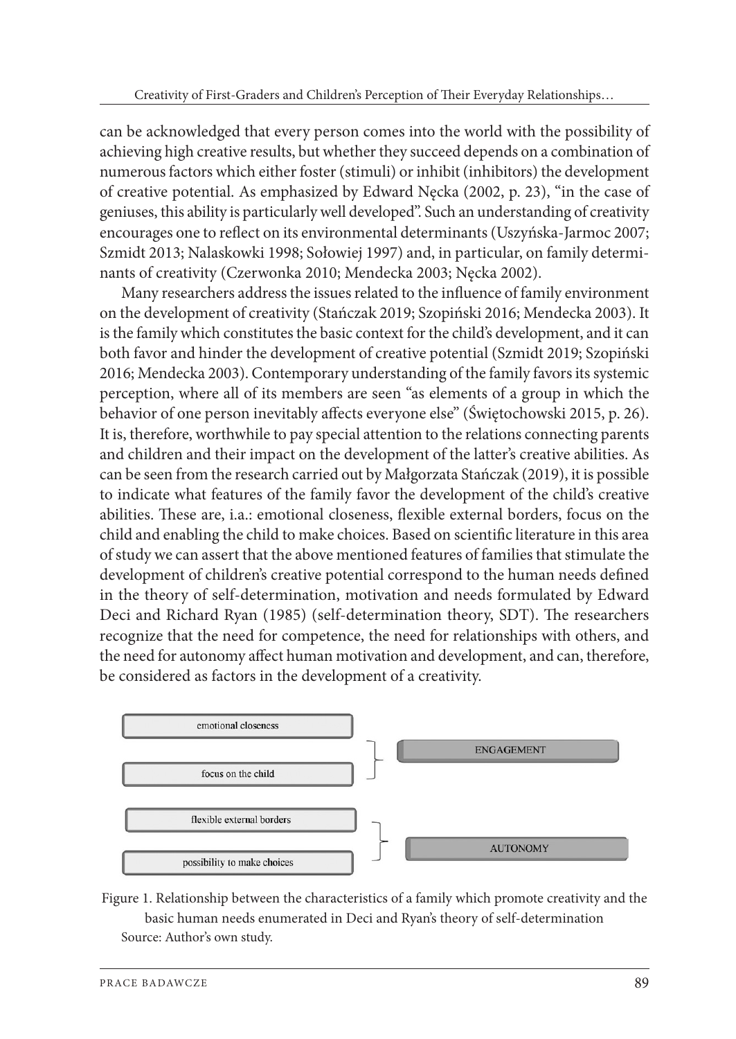can be acknowledged that every person comes into the world with the possibility of achieving high creative results, but whether they succeed depends on a combination of numerous factors which either foster (stimuli) or inhibit (inhibitors) the development of creative potential. As emphasized by Edward Nęcka (2002, p. 23), "in the case of geniuses, this ability is particularly well developed". Such an understanding of creativity encourages one to reflect on its environmental determinants (Uszyńska-Jarmoc 2007; Szmidt 2013; Nalaskowki 1998; Sołowiej 1997) and, in particular, on family determinants of creativity (Czerwonka 2010; Mendecka 2003; Nęcka 2002).

Many researchers address the issues related to the influence of family environment on the development of creativity (Stańczak 2019; Szopiński 2016; Mendecka 2003). It is the family which constitutes the basic context for the child's development, and it can both favor and hinder the development of creative potential (Szmidt 2019; Szopiński 2016; Mendecka 2003). Contemporary understanding of the family favors its systemic perception, where all of its members are seen "as elements of a group in which the behavior of one person inevitably affects everyone else" (Świętochowski 2015, p. 26). It is, therefore, worthwhile to pay special attention to the relations connecting parents and children and their impact on the development of the latter's creative abilities. As can be seen from the research carried out by Małgorzata Stańczak (2019), it is possible to indicate what features of the family favor the development of the child's creative abilities. These are, i.a.: emotional closeness, flexible external borders, focus on the child and enabling the child to make choices. Based on scientific literature in this area of study we can assert that the above mentioned features of families that stimulate the development of children's creative potential correspond to the human needs defined in the theory of self-determination, motivation and needs formulated by Edward Deci and Richard Ryan (1985) (self-determination theory, SDT). The researchers recognize that the need for competence, the need for relationships with others, and the need for autonomy affect human motivation and development, and can, therefore, be considered as factors in the development of a creativity.

emotional closeness

focus on the child

ENGAGEMENT

flexible external borders

possibility to make choices

AUTONOMY

Figure 1. Relationship between the characteristics of a family which promote creativity and the basic human needs enumerated in Deci and Ryan's theory of self-determination
Source: Author's own study.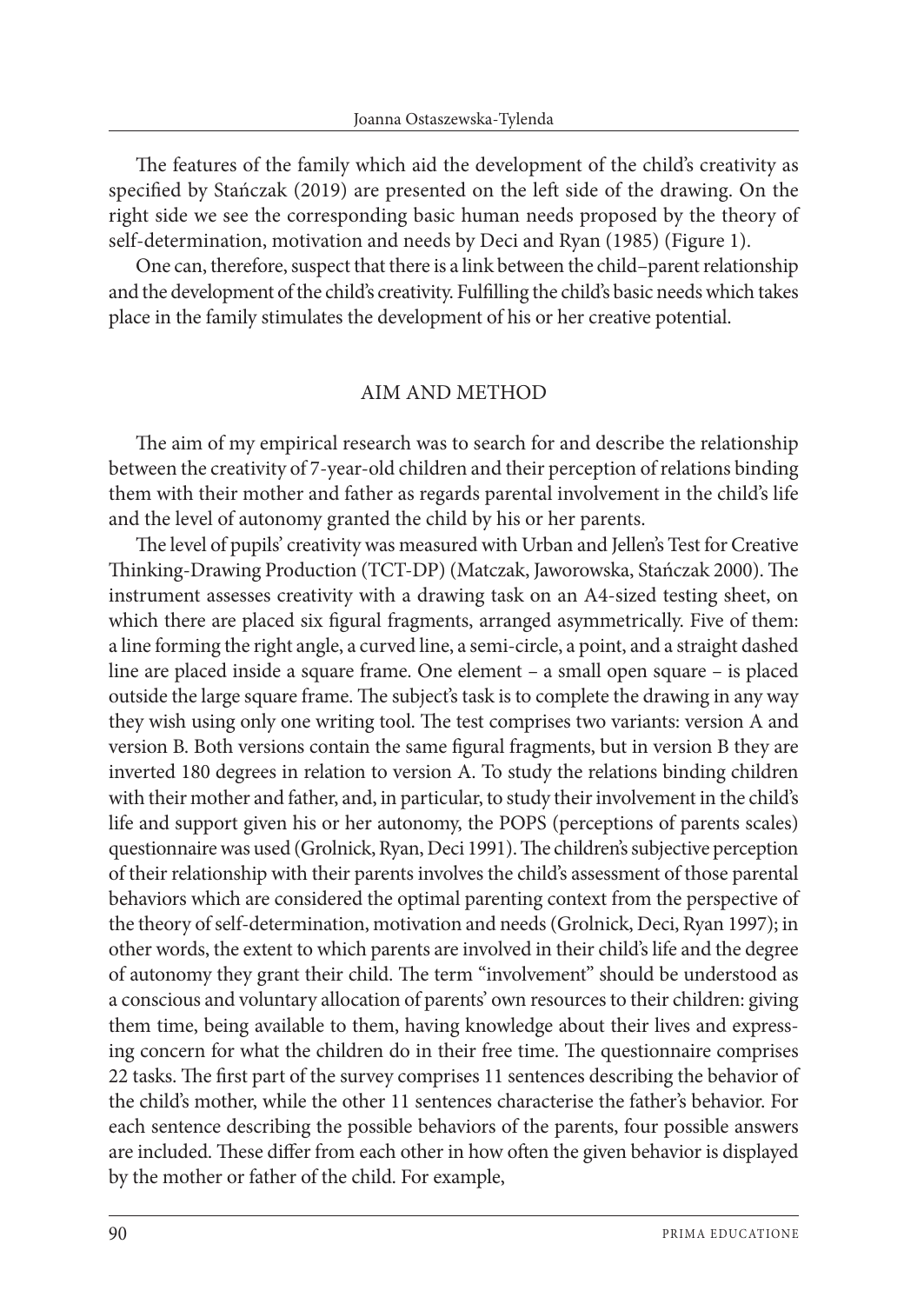The features of the family which aid the development of the child's creativity as specified by Stańczak (2019) are presented on the left side of the drawing. On the right side we see the corresponding basic human needs proposed by the theory of self-determination, motivation and needs by Deci and Ryan (1985) (Figure 1).

One can, therefore, suspect that there is a link between the child–parent relationship and the development of the child's creativity. Fulfilling the child's basic needs which takes place in the family stimulates the development of his or her creative potential.

## AIM AND METHOD

The aim of my empirical research was to search for and describe the relationship between the creativity of 7-year-old children and their perception of relations binding them with their mother and father as regards parental involvement in the child's life and the level of autonomy granted the child by his or her parents.

The level of pupils' creativity was measured with Urban and Jellen's Test for Creative Thinking-Drawing Production (TCT-DP) (Matczak, Jaworowska, Stańczak 2000). The instrument assesses creativity with a drawing task on an A4-sized testing sheet, on which there are placed six figural fragments, arranged asymmetrically. Five of them: a line forming the right angle, a curved line, a semi-circle, a point, and a straight dashed line are placed inside a square frame. One element – a small open square – is placed outside the large square frame. The subject's task is to complete the drawing in any way they wish using only one writing tool. The test comprises two variants: version A and version B. Both versions contain the same figural fragments, but in version B they are inverted 180 degrees in relation to version A. To study the relations binding children with their mother and father, and, in particular, to study their involvement in the child's life and support given his or her autonomy, the POPS (perceptions of parents scales) questionnaire was used (Grolnick, Ryan, Deci 1991). The children's subjective perception of their relationship with their parents involves the child's assessment of those parental behaviors which are considered the optimal parenting context from the perspective of the theory of self-determination, motivation and needs (Grolnick, Deci, Ryan 1997); in other words, the extent to which parents are involved in their child's life and the degree of autonomy they grant their child. The term "involvement" should be understood as a conscious and voluntary allocation of parents' own resources to their children: giving them time, being available to them, having knowledge about their lives and expressing concern for what the children do in their free time. The questionnaire comprises 22 tasks. The first part of the survey comprises 11 sentences describing the behavior of the child's mother, while the other 11 sentences characterise the father's behavior. For each sentence describing the possible behaviors of the parents, four possible answers are included. These differ from each other in how often the given behavior is displayed by the mother or father of the child. For example,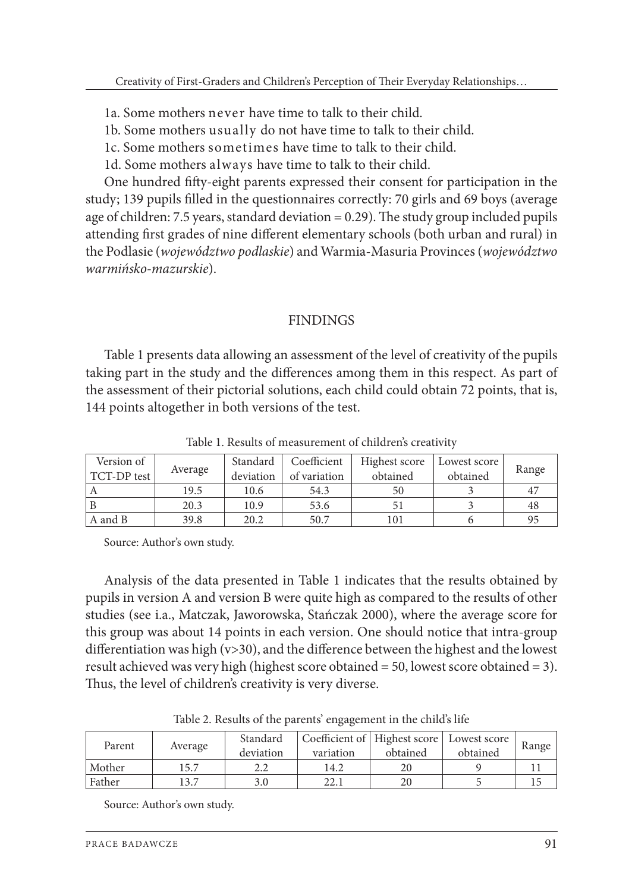1a. Some mothers never have time to talk to their child.

1b. Some mothers usually do not have time to talk to their child.

1c. Some mothers sometimes have time to talk to their child.

1d. Some mothers always have time to talk to their child.

One hundred fifty-eight parents expressed their consent for participation in the study; 139 pupils filled in the questionnaires correctly: 70 girls and 69 boys (average age of children: 7.5 years, standard deviation = 0.29). The study group included pupils attending first grades of nine different elementary schools (both urban and rural) in the Podlasie (*województwo podlaskie*) and Warmia-Masuria Provinces (*województwo warmińsko-mazurskie*).

## FINDINGS

Table 1 presents data allowing an assessment of the level of creativity of the pupils taking part in the study and the differences among them in this respect. As part of the assessment of their pictorial solutions, each child could obtain 72 points, that is, 144 points altogether in both versions of the test.

Table 1. Results of measurement of children's creativity

| Version of TCT-DP test | Average | Standard deviation | Coefficient of variation | Highest score obtained | Lowest score obtained | Range |
|---|---|---|---|---|---|---|
| A | 19.5 | 10.6 | 54.3 | 50 | 3 | 47 |
| B | 20.3 | 10.9 | 53.6 | 51 | 3 | 48 |
| A and B | 39.8 | 20.2 | 50.7 | 101 | 6 | 95 |

Source: Author's own study.

Analysis of the data presented in Table 1 indicates that the results obtained by pupils in version A and version B were quite high as compared to the results of other studies (see i.a., Matczak, Jaworowska, Stańczak 2000), where the average score for this group was about 14 points in each version. One should notice that intra-group differentiation was high ($v>30$), and the difference between the highest and the lowest result achieved was very high (highest score obtained = 50, lowest score obtained = 3). Thus, the level of children's creativity is very diverse.

Table 2. Results of the parents' engagement in the child's life

| Parent | Average | Standard deviation | Coefficient of variation | Highest score obtained | Lowest score obtained | Range |
|---|---|---|---|---|---|---|
| Mother | 15.7 | 2.2 | 14.2 | 20 | 9 | 11 |
| Father | 13.7 | 3.0 | 22.1 | 20 | 5 | 15 |

Source: Author's own study.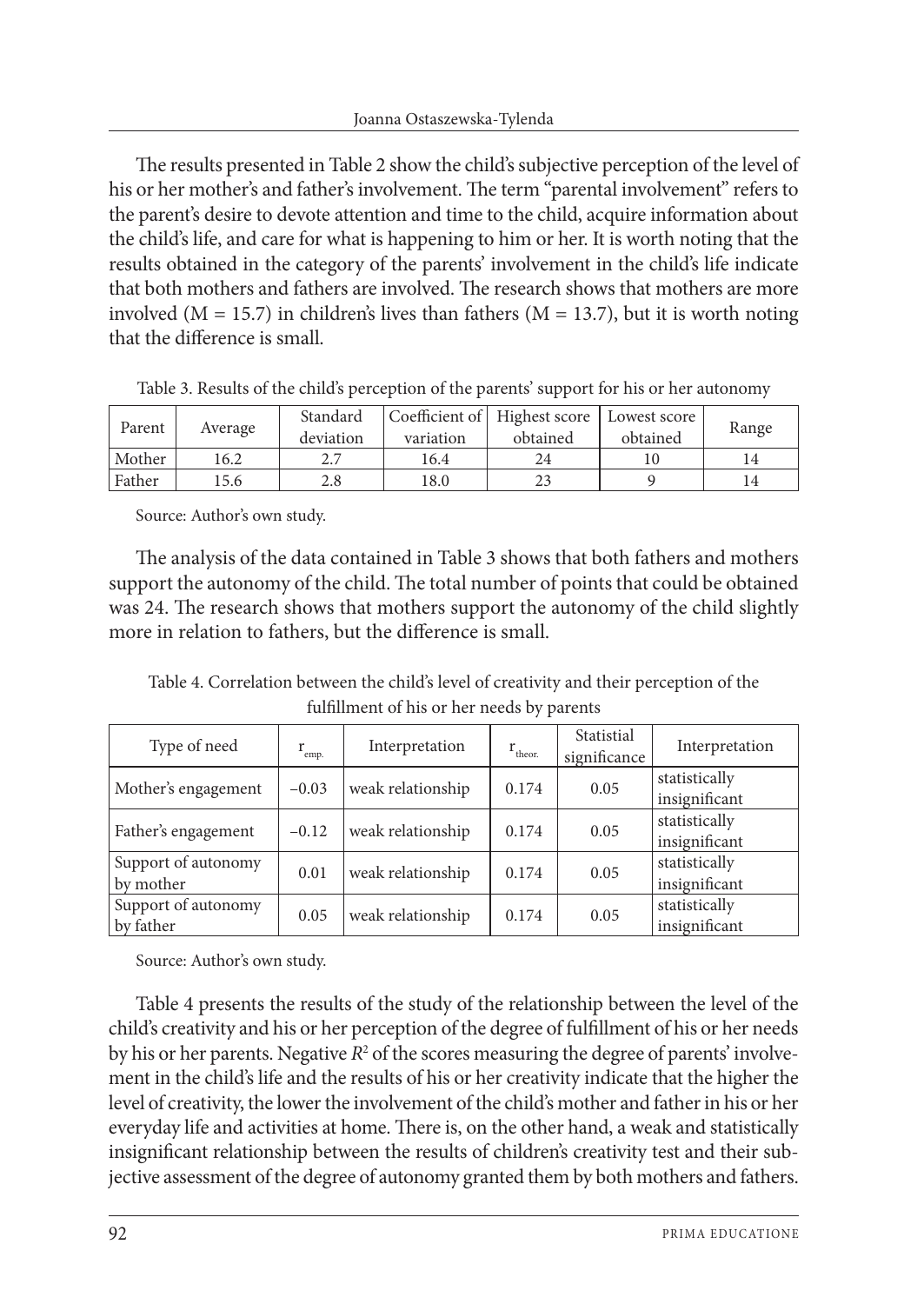The results presented in Table 2 show the child's subjective perception of the level of his or her mother's and father's involvement. The term "parental involvement" refers to the parent's desire to devote attention and time to the child, acquire information about the child's life, and care for what is happening to him or her. It is worth noting that the results obtained in the category of the parents' involvement in the child's life indicate that both mothers and fathers are involved. The research shows that mothers are more involved (M = 15.7) in children's lives than fathers (M = 13.7), but it is worth noting that the difference is small.

Table 3. Results of the child's perception of the parents' support for his or her autonomy

| Parent | Average | Standard deviation | Coefficient of variation | Highest score obtained | Lowest score obtained | Range |
|---|---|---|---|---|---|---|
| Mother | 16.2 | 2.7 | 16.4 | 24 | 10 | 14 |
| Father | 15.6 | 2.8 | 18.0 | 23 | 9 | 14 |

Source: Author's own study.

The analysis of the data contained in Table 3 shows that both fathers and mothers support the autonomy of the child. The total number of points that could be obtained was 24. The research shows that mothers support the autonomy of the child slightly more in relation to fathers, but the difference is small.

Table 4. Correlation between the child's level of creativity and their perception of the fulfillment of his or her needs by parents

| Type of need | $r_{emp.}$ | Interpretation | $r_{theor.}$ | Statistial significance | Interpretation |
|---|---|---|---|---|---|
| Mother's engagement | −0.03 | weak relationship | 0.174 | 0.05 | statistically insignificant |
| Father's engagement | −0.12 | weak relationship | 0.174 | 0.05 | statistically insignificant |
| Support of autonomy by mother | 0.01 | weak relationship | 0.174 | 0.05 | statistically insignificant |
| Support of autonomy by father | 0.05 | weak relationship | 0.174 | 0.05 | statistically insignificant |

Source: Author's own study.

Table 4 presents the results of the study of the relationship between the level of the child's creativity and his or her perception of the degree of fulfillment of his or her needs by his or her parents. Negative $R^2$ of the scores measuring the degree of parents' involvement in the child's life and the results of his or her creativity indicate that the higher the level of creativity, the lower the involvement of the child's mother and father in his or her everyday life and activities at home. There is, on the other hand, a weak and statistically insignificant relationship between the results of children's creativity test and their subjective assessment of the degree of autonomy granted them by both mothers and fathers.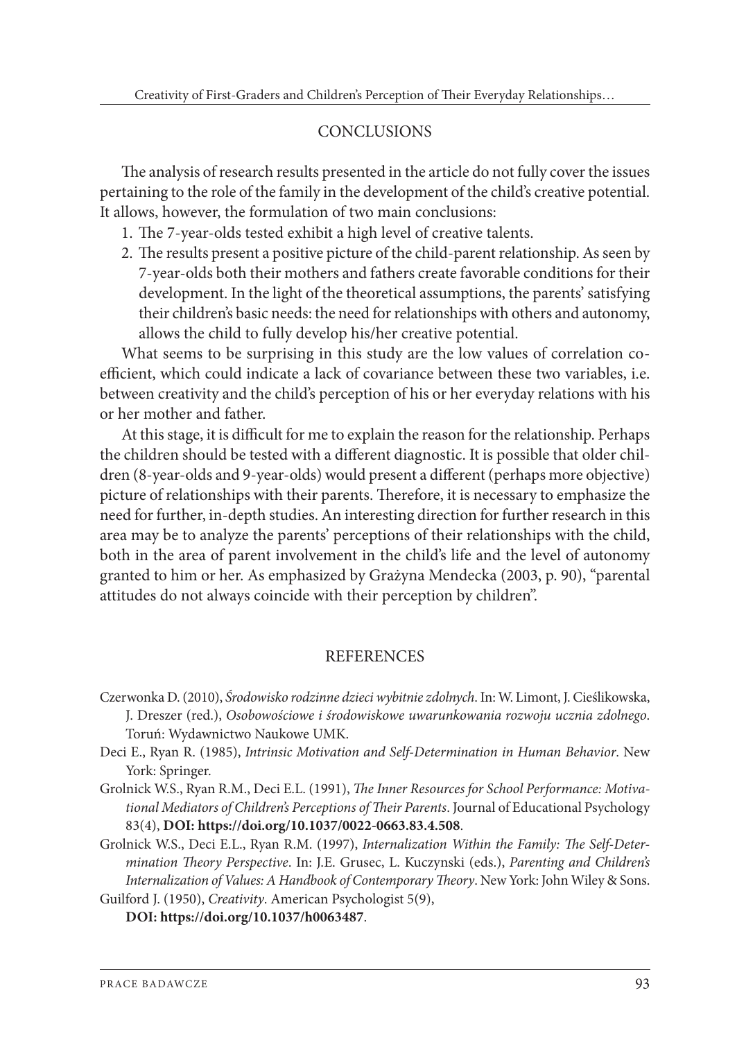## CONCLUSIONS

The analysis of research results presented in the article do not fully cover the issues pertaining to the role of the family in the development of the child's creative potential. It allows, however, the formulation of two main conclusions:

1. The 7-year-olds tested exhibit a high level of creative talents.
2. The results present a positive picture of the child-parent relationship. As seen by 7-year-olds both their mothers and fathers create favorable conditions for their development. In the light of the theoretical assumptions, the parents' satisfying their children's basic needs: the need for relationships with others and autonomy, allows the child to fully develop his/her creative potential.

What seems to be surprising in this study are the low values of correlation coefficient, which could indicate a lack of covariance between these two variables, i.e. between creativity and the child's perception of his or her everyday relations with his or her mother and father.

At this stage, it is difficult for me to explain the reason for the relationship. Perhaps the children should be tested with a different diagnostic. It is possible that older children (8-year-olds and 9-year-olds) would present a different (perhaps more objective) picture of relationships with their parents. Therefore, it is necessary to emphasize the need for further, in-depth studies. An interesting direction for further research in this area may be to analyze the parents' perceptions of their relationships with the child, both in the area of parent involvement in the child's life and the level of autonomy granted to him or her. As emphasized by Grażyna Mendecka (2003, p. 90), "parental attitudes do not always coincide with their perception by children".

## REFERENCES

Czerwonka D. (2010), *Środowisko rodzinne dzieci wybitnie zdolnych*. In: W. Limont, J. Cieślikowska, J. Dreszer (red.), *Osobowościowe i środowiskowe uwarunkowania rozwoju ucznia zdolnego*. Toruń: Wydawnictwo Naukowe UMK.

Deci E., Ryan R. (1985), *Intrinsic Motivation and Self-Determination in Human Behavior*. New York: Springer.

Grolnick W.S., Ryan R.M., Deci E.L. (1991), *The Inner Resources for School Performance: Motivational Mediators of Children's Perceptions of Their Parents*. Journal of Educational Psychology 83(4), **DOI: https://doi.org/10.1037/0022-0663.83.4.508**.

Grolnick W.S., Deci E.L., Ryan R.M. (1997), *Internalization Within the Family: The Self-Determination Theory Perspective*. In: J.E. Grusec, L. Kuczynski (eds.), *Parenting and Children's Internalization of Values: A Handbook of Contemporary Theory*. New York: John Wiley & Sons.

Guilford J. (1950), *Creativity*. American Psychologist 5(9), **DOI: https://doi.org/10.1037/h0063487**.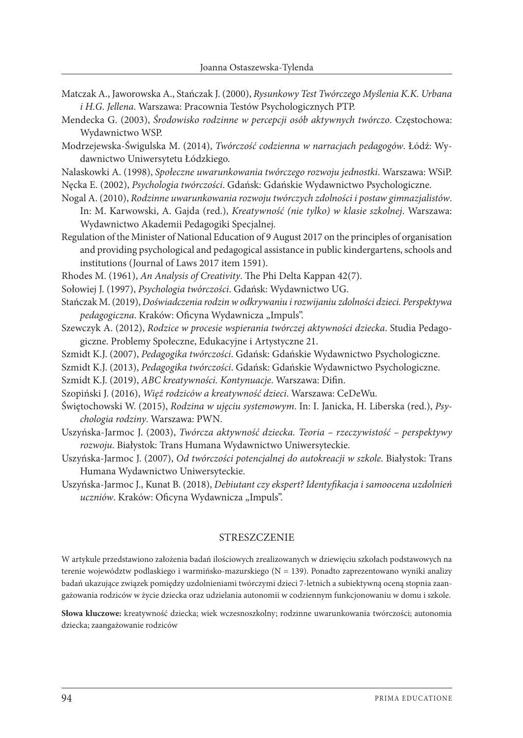Matczak A., Jaworowska A., Stańczak J. (2000), *Rysunkowy Test Twórczego Myślenia K.K. Urbana i H.G. Jellena*. Warszawa: Pracownia Testów Psychologicznych PTP.

Mendecka G. (2003), *Środowisko rodzinne w percepcji osób aktywnych twórczo*. Częstochowa: Wydawnictwo WSP.

Modrzejewska-Świgulska M. (2014), *Twórczość codzienna w narracjach pedagogów*. Łódź: Wydawnictwo Uniwersytetu Łódzkiego.

Nalaskowki A. (1998), *Społeczne uwarunkowania twórczego rozwoju jednostki*. Warszawa: WSiP.

Nęcka E. (2002), *Psychologia twórczości*. Gdańsk: Gdańskie Wydawnictwo Psychologiczne.

Nogal A. (2010), *Rodzinne uwarunkowania rozwoju twórczych zdolności i postaw gimnazjalistów*. In: M. Karwowski, A. Gajda (red.), *Kreatywność (nie tylko) w klasie szkolnej*. Warszawa: Wydawnictwo Akademii Pedagogiki Specjalnej.

Regulation of the Minister of National Education of 9 August 2017 on the principles of organisation and providing psychological and pedagogical assistance in public kindergartens, schools and institutions (Journal of Laws 2017 item 1591).

Rhodes M. (1961), *An Analysis of Creativity*. The Phi Delta Kappan 42(7).

Sołowiej J. (1997), *Psychologia twórczości*. Gdańsk: Wydawnictwo UG.

Stańczak M. (2019), *Doświadczenia rodzin w odkrywaniu i rozwijaniu zdolności dzieci. Perspektywa pedagogiczna*. Kraków: Oficyna Wydawnicza „Impuls".

Szewczyk A. (2012), *Rodzice w procesie wspierania twórczej aktywności dziecka*. Studia Pedagogiczne. Problemy Społeczne, Edukacyjne i Artystyczne 21.

Szmidt K.J. (2007), *Pedagogika twórczości*. Gdańsk: Gdańskie Wydawnictwo Psychologiczne.

Szmidt K.J. (2013), *Pedagogika twórczości*. Gdańsk: Gdańskie Wydawnictwo Psychologiczne.

Szmidt K.J. (2019), *ABC kreatywności. Kontynuacje*. Warszawa: Difin.

Szopiński J. (2016), *Więź rodziców a kreatywność dzieci*. Warszawa: CeDeWu.

Świętochowski W. (2015), *Rodzina w ujęciu systemowym*. In: I. Janicka, H. Liberska (red.), *Psychologia rodziny*. Warszawa: PWN.

Uszyńska-Jarmoc J. (2003), *Twórcza aktywność dziecka. Teoria – rzeczywistość – perspektywy rozwoju*. Białystok: Trans Humana Wydawnictwo Uniwersyteckie.

Uszyńska-Jarmoc J. (2007), *Od twórczości potencjalnej do autokreacji w szkole*. Białystok: Trans Humana Wydawnictwo Uniwersyteckie.

Uszyńska-Jarmoc J., Kunat B. (2018), *Debiutant czy ekspert? Identyfikacja i samoocena uzdolnień uczniów*. Kraków: Oficyna Wydawnicza „Impuls".

## STRESZCZENIE

W artykule przedstawiono założenia badań ilościowych zrealizowanych w dziewięciu szkołach podstawowych na terenie województw podlaskiego i warmińsko-mazurskiego (N = 139). Ponadto zaprezentowano wyniki analizy badań ukazujące związek pomiędzy uzdolnieniami twórczymi dzieci 7-letnich a subiektywną oceną stopnia zaangażowania rodziców w życie dziecka oraz udzielania autonomii w codziennym funkcjonowaniu w domu i szkole.

**Słowa kluczowe:** kreatywność dziecka; wiek wczesnoszkolny; rodzinne uwarunkowania twórczości; autonomia dziecka; zaangażowanie rodziców